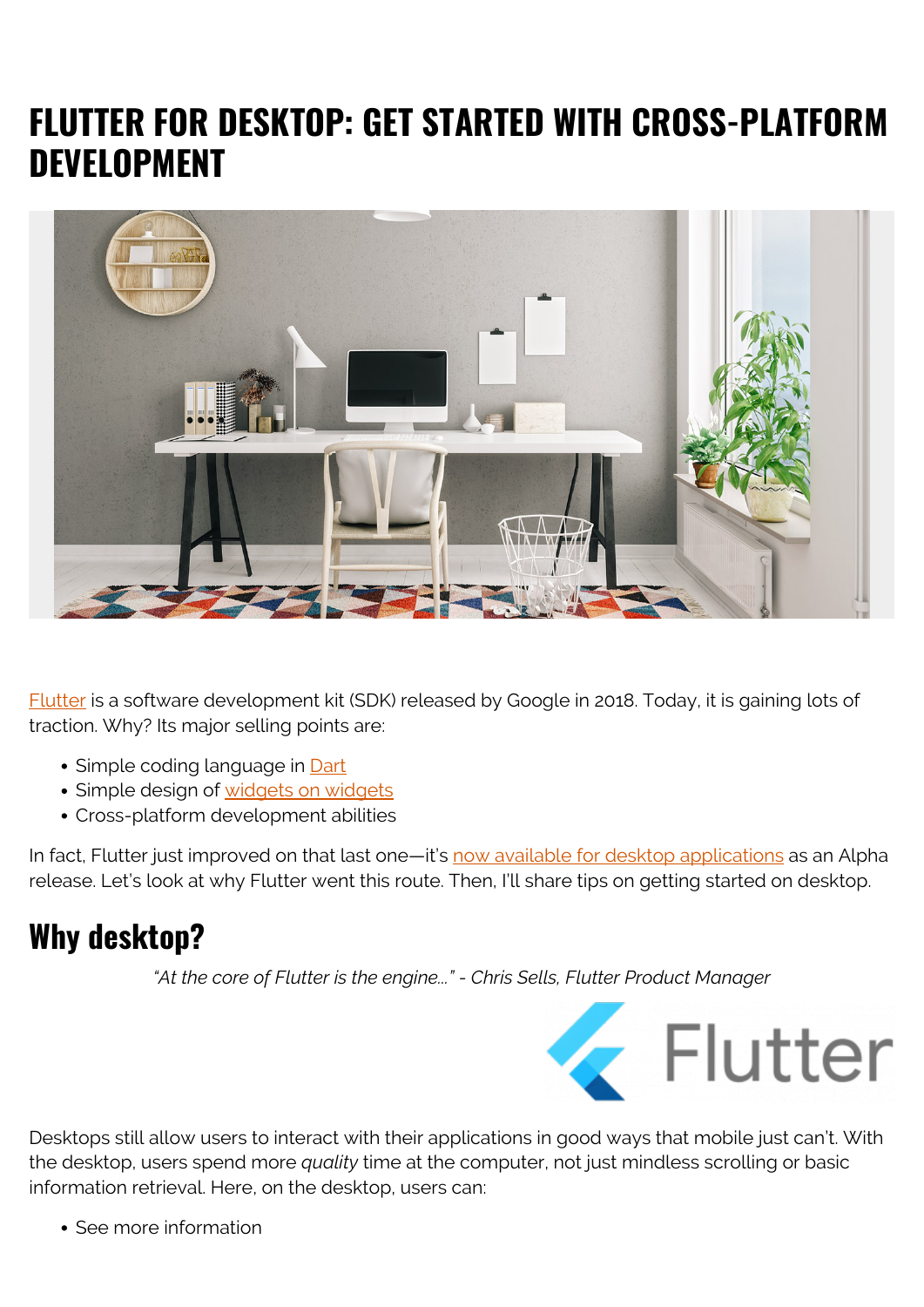# FLUTTER FOR DESKTOP: GET STARTED WITH CROSS-PLATFORM DEVELOPMENT

Flutter is a software development kit (SDK) released by Google in 2018. Today, it is gaining lots of traction. Why? Its major selling points are:

- Simple coding language in Dart
- Simple design of widgets on widgets
- Cross-platform development abilities

In fact, Flutter just improved on that last one—it's now available for desktop applications as an Alpha release. Let's look at why Flutter went this route. Then, I'll share tips on getting started on desktop.

## Why desktop?

*"At the core of Flutter is the engine..." - Chris Sells, Flutter Product Manager*

Desktops still allow users to interact with their applications in good ways that mobile just can't. With the desktop, users spend more *quality* time at the computer, not just mindless scrolling or basic information retrieval. Here, on the desktop, users can:

- See more information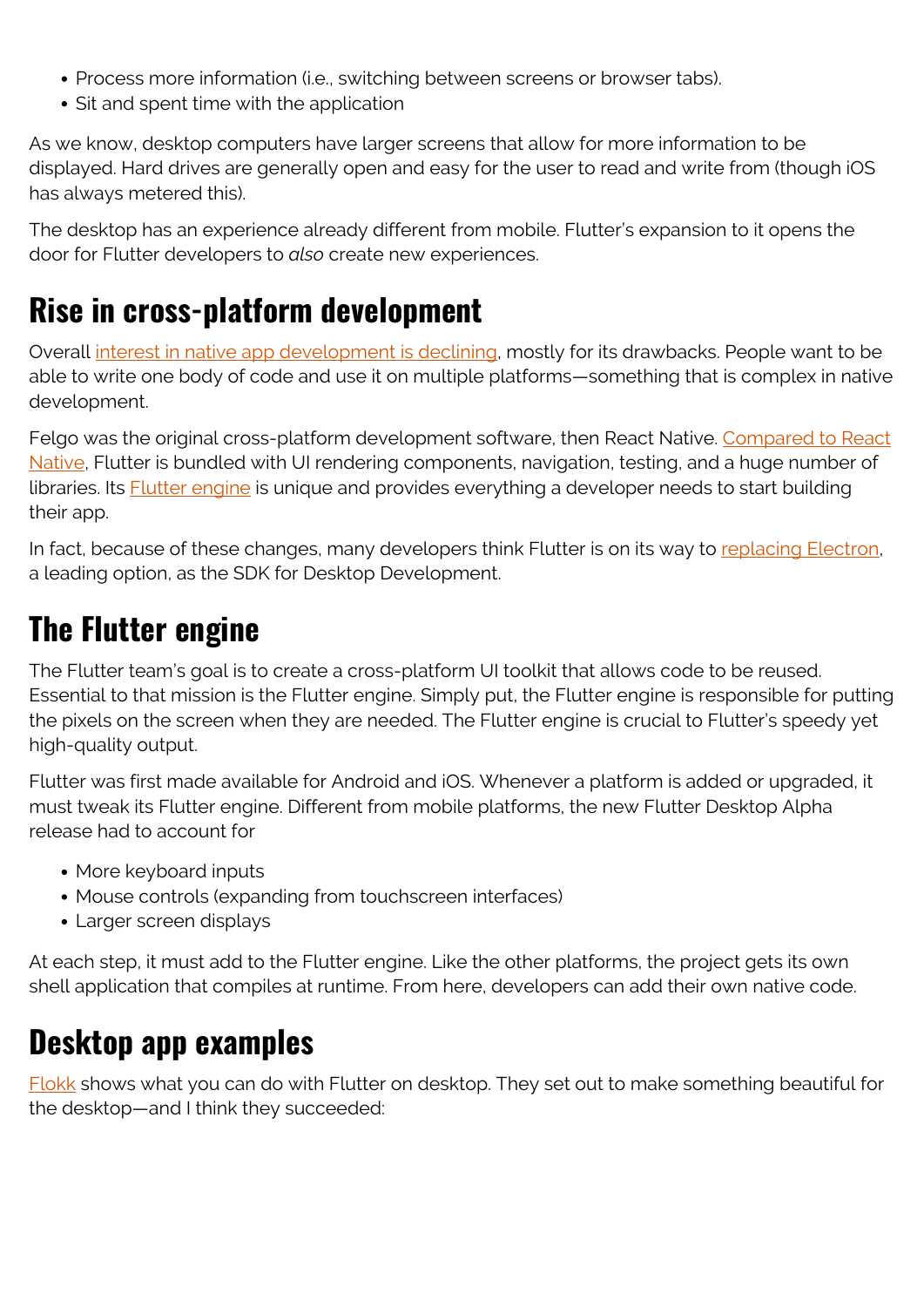- Process more information (i.e., switching between screens or browser tabs).
- Sit and spent time with the application

As we know, desktop computers have larger screens that allow for more information to be displayed. Hard drives are generally open and easy for the user to read and write from (though iOS has always metered this).

The desktop has an experience already different from mobile. Flutter's expansion to it opens the door for Flutter developers to *also* create new experiences.

## Rise in cross-platform development

Overall interest in native app development is declining, mostly for its drawbacks. People want to be able to write one body of code and use it on multiple platforms—something that is complex in native development.

Felgo was the original cross-platform development software, then React Native. Compared to React Native, Flutter is bundled with UI rendering components, navigation, testing, and a huge number of libraries. Its Flutter engine is unique and provides everything a developer needs to start building their app.

In fact, because of these changes, many developers think Flutter is on its way to replacing Electron, a leading option, as the SDK for Desktop Development.

## The Flutter engine

The Flutter team's goal is to create a cross-platform UI toolkit that allows code to be reused. Essential to that mission is the Flutter engine. Simply put, the Flutter engine is responsible for putting the pixels on the screen when they are needed. The Flutter engine is crucial to Flutter's speedy yet high-quality output.

Flutter was first made available for Android and iOS. Whenever a platform is added or upgraded, it must tweak its Flutter engine. Different from mobile platforms, the new Flutter Desktop Alpha release had to account for

- More keyboard inputs
- Mouse controls (expanding from touchscreen interfaces)
- Larger screen displays

At each step, it must add to the Flutter engine. Like the other platforms, the project gets its own shell application that compiles at runtime. From here, developers can add their own native code.

## Desktop app examples

Flokk shows what you can do with Flutter on desktop. They set out to make something beautiful for the desktop—and I think they succeeded: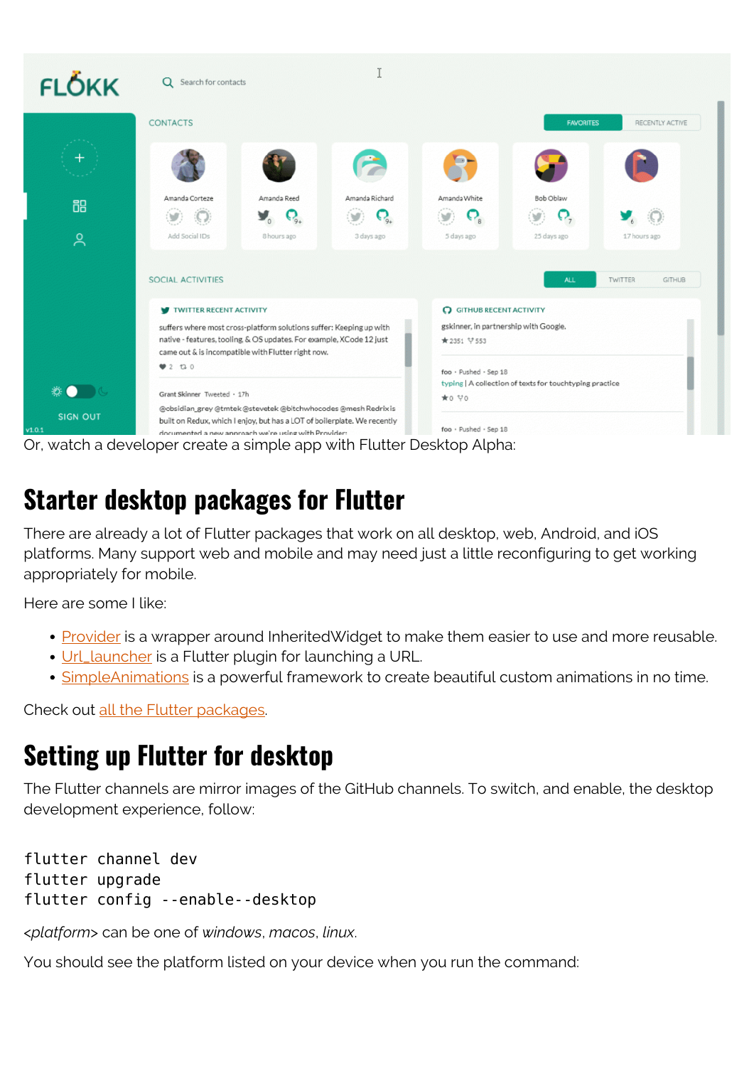Or, watch a developer create a simple app with Flutter Desktop Alpha:

## Starter desktop packages for Flutter

There are already a lot of Flutter packages that work on all desktop, web, Android, and iOS platforms. Many support web and mobile and may need just a little reconfiguring to get working appropriately for mobile.

Here are some I like:

- Provider is a wrapper around InheritedWidget to make them easier to use and more reusable.
- Url_launcher is a Flutter plugin for launching a URL.
- SimpleAnimations is a powerful framework to create beautiful custom animations in no time.

Check out all the Flutter packages.

## Setting up Flutter for desktop

The Flutter channels are mirror images of the GitHub channels. To switch, and enable, the desktop development experience, follow:

```
flutter channel dev
flutter upgrade
flutter config --enable--desktop
```

*<platform>* can be one of *windows*, *macos*, *linux*.

You should see the platform listed on your device when you run the command: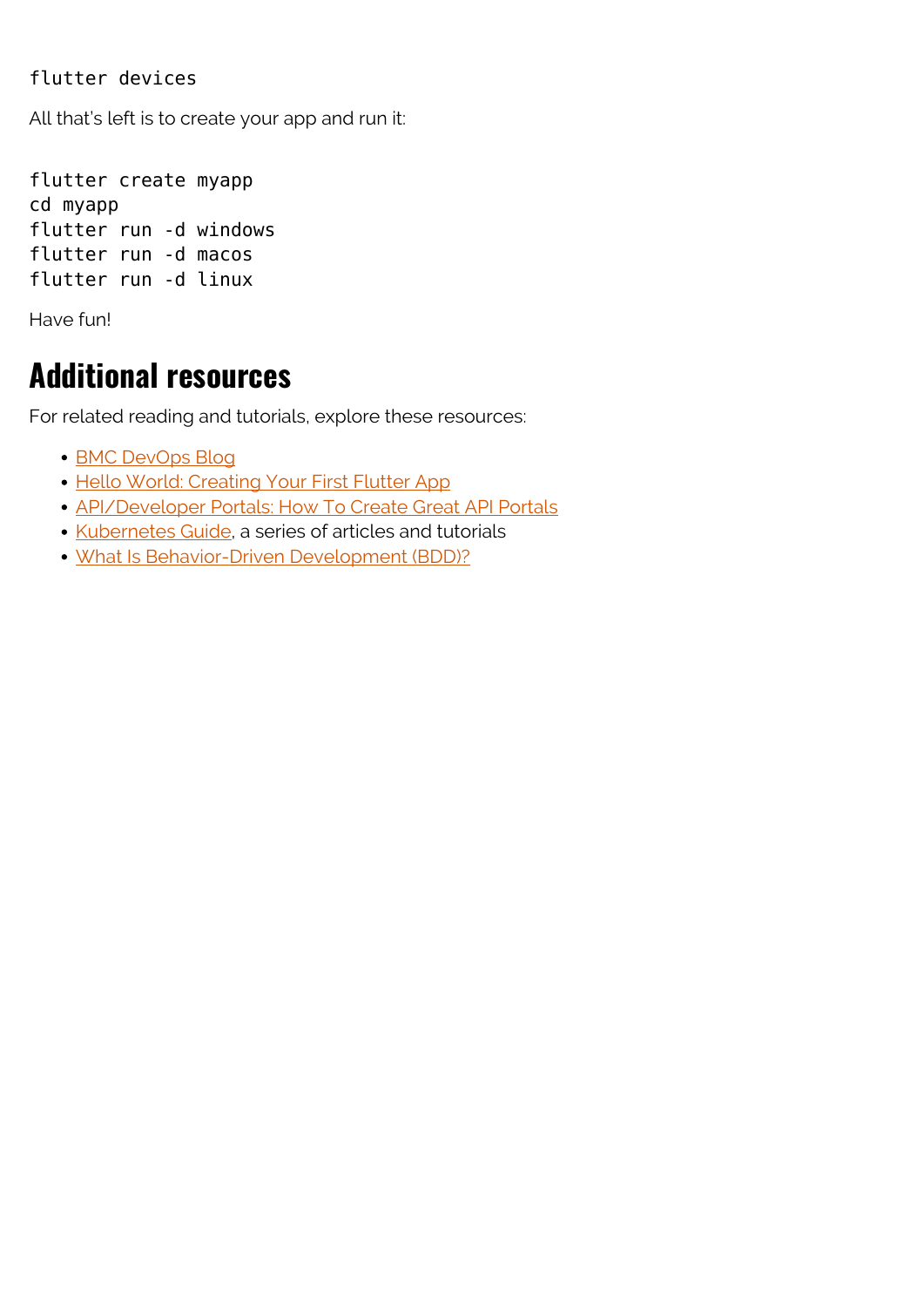```
flutter devices
```

All that's left is to create your app and run it:

```
flutter create myapp
cd myapp
flutter run -d windows
flutter run -d macos
flutter run -d linux
```

Have fun!

## Additional resources

For related reading and tutorials, explore these resources:

- BMC DevOps Blog
- Hello World: Creating Your First Flutter App
- API/Developer Portals: How To Create Great API Portals
- Kubernetes Guide, a series of articles and tutorials
- What Is Behavior-Driven Development (BDD)?